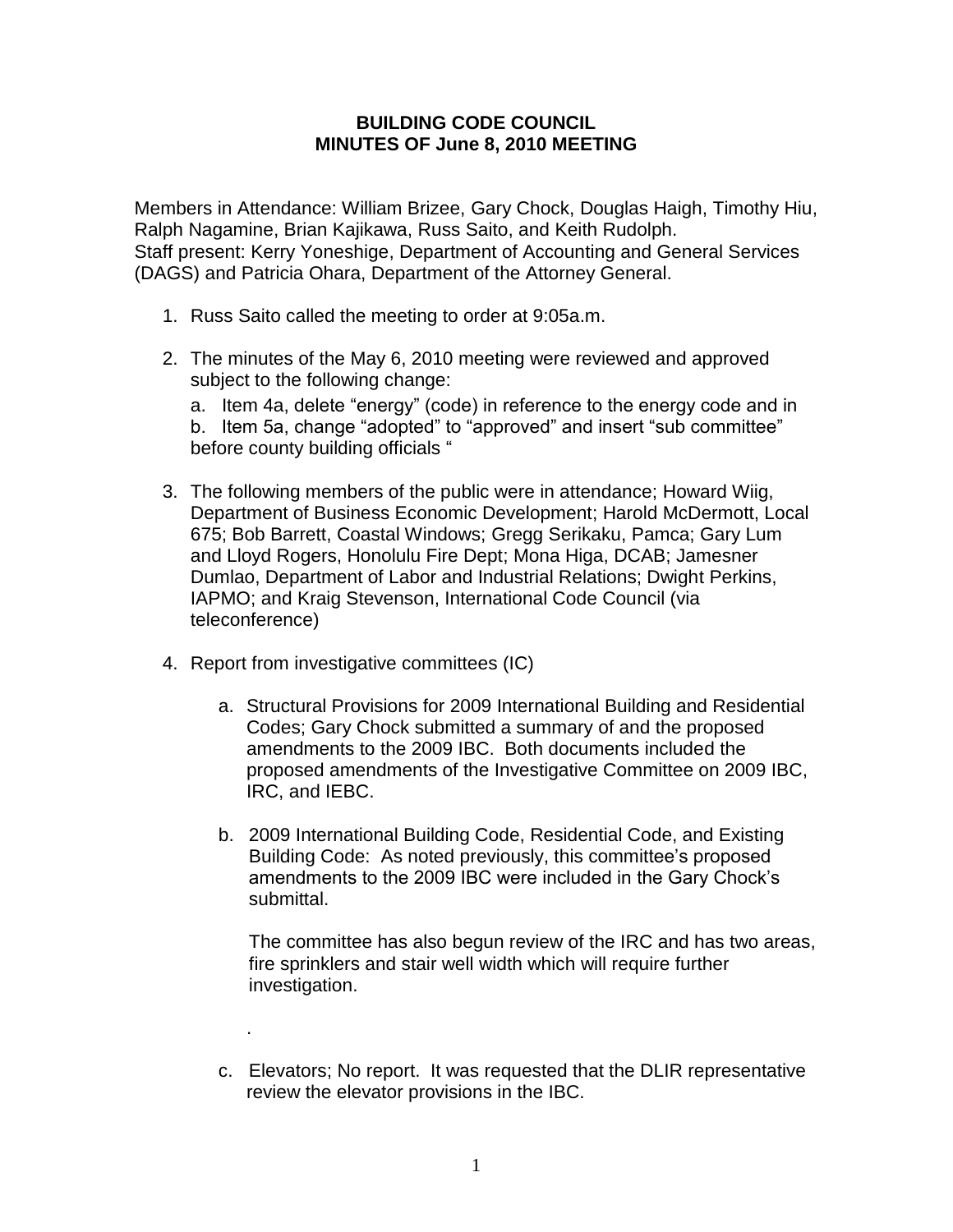# BUILDING CODE COUNCIL
## MINUTES OF June 8, 2010 MEETING

Members in Attendance: William Brizee, Gary Chock, Douglas Haigh, Timothy Hiu, Ralph Nagamine, Brian Kajikawa, Russ Saito, and Keith Rudolph.
Staff present: Kerry Yoneshige, Department of Accounting and General Services (DAGS) and Patricia Ohara, Department of the Attorney General.

1. Russ Saito called the meeting to order at 9:05a.m.

2. The minutes of the May 6, 2010 meeting were reviewed and approved subject to the following change:

   a. Item 4a, delete "energy" (code) in reference to the energy code and in
   b. Item 5a, change "adopted" to "approved" and insert "sub committee" before county building officials "

3. The following members of the public were in attendance; Howard Wiig, Department of Business Economic Development; Harold McDermott, Local 675; Bob Barrett, Coastal Windows; Gregg Serikaku, Pamca; Gary Lum and Lloyd Rogers, Honolulu Fire Dept; Mona Higa, DCAB; Jamesner Dumlao, Department of Labor and Industrial Relations; Dwight Perkins, IAPMO; and Kraig Stevenson, International Code Council (via teleconference)

4. Report from investigative committees (IC)

   a. Structural Provisions for 2009 International Building and Residential Codes; Gary Chock submitted a summary of and the proposed amendments to the 2009 IBC. Both documents included the proposed amendments of the Investigative Committee on 2009 IBC, IRC, and IEBC.

   b. 2009 International Building Code, Residential Code, and Existing Building Code: As noted previously, this committee's proposed amendments to the 2009 IBC were included in the Gary Chock's submittal.

      The committee has also begun review of the IRC and has two areas, fire sprinklers and stair well width which will require further investigation.

      .

   c. Elevators; No report. It was requested that the DLIR representative review the elevator provisions in the IBC.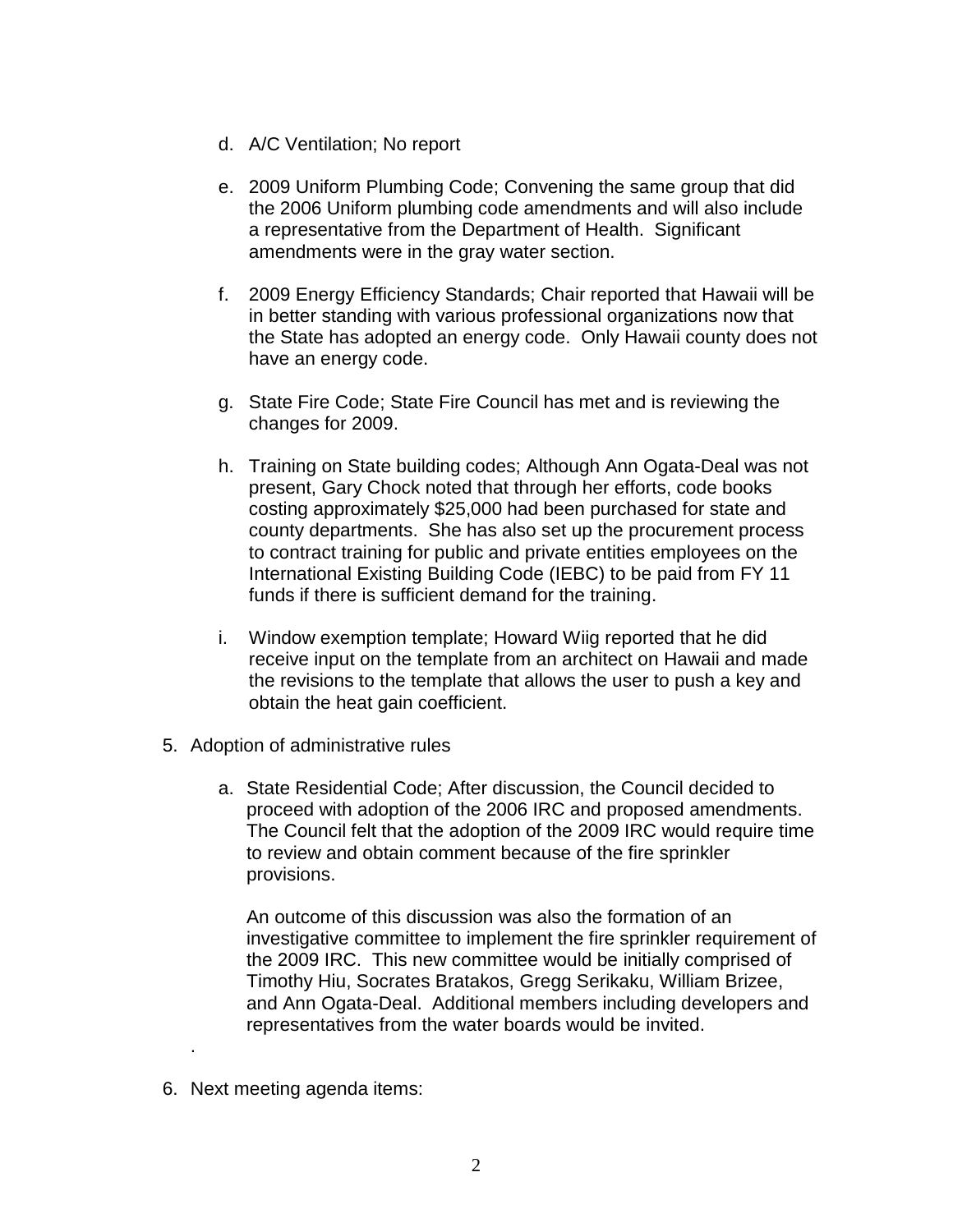d. A/C Ventilation; No report

e. 2009 Uniform Plumbing Code; Convening the same group that did the 2006 Uniform plumbing code amendments and will also include a representative from the Department of Health. Significant amendments were in the gray water section.

f. 2009 Energy Efficiency Standards; Chair reported that Hawaii will be in better standing with various professional organizations now that the State has adopted an energy code. Only Hawaii county does not have an energy code.

g. State Fire Code; State Fire Council has met and is reviewing the changes for 2009.

h. Training on State building codes; Although Ann Ogata-Deal was not present, Gary Chock noted that through her efforts, code books costing approximately $25,000 had been purchased for state and county departments. She has also set up the procurement process to contract training for public and private entities employees on the International Existing Building Code (IEBC) to be paid from FY 11 funds if there is sufficient demand for the training.

i. Window exemption template; Howard Wiig reported that he did receive input on the template from an architect on Hawaii and made the revisions to the template that allows the user to push a key and obtain the heat gain coefficient.

5. Adoption of administrative rules

   a. State Residential Code; After discussion, the Council decided to proceed with adoption of the 2006 IRC and proposed amendments. The Council felt that the adoption of the 2009 IRC would require time to review and obtain comment because of the fire sprinkler provisions.

      An outcome of this discussion was also the formation of an investigative committee to implement the fire sprinkler requirement of the 2009 IRC. This new committee would be initially comprised of Timothy Hiu, Socrates Bratakos, Gregg Serikaku, William Brizee, and Ann Ogata-Deal. Additional members including developers and representatives from the water boards would be invited.

6. Next meeting agenda items: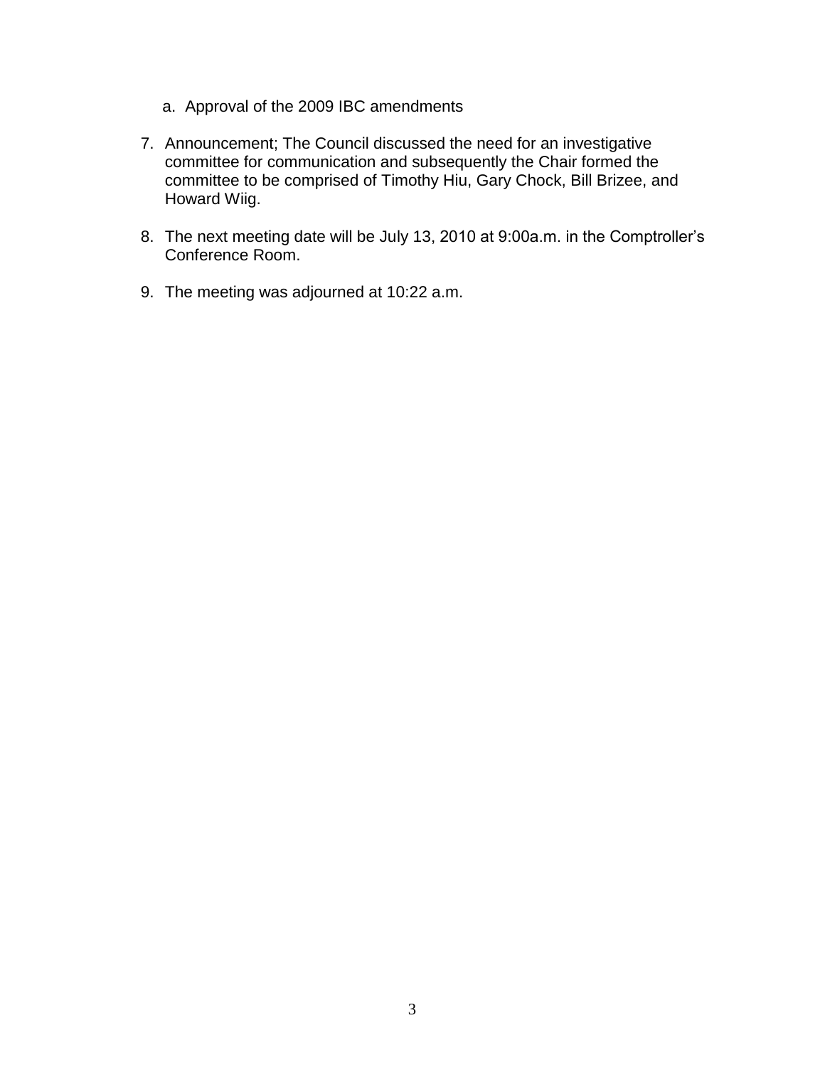a. Approval of the 2009 IBC amendments

7. Announcement; The Council discussed the need for an investigative committee for communication and subsequently the Chair formed the committee to be comprised of Timothy Hiu, Gary Chock, Bill Brizee, and Howard Wiig.

8. The next meeting date will be July 13, 2010 at 9:00a.m. in the Comptroller's Conference Room.

9. The meeting was adjourned at 10:22 a.m.